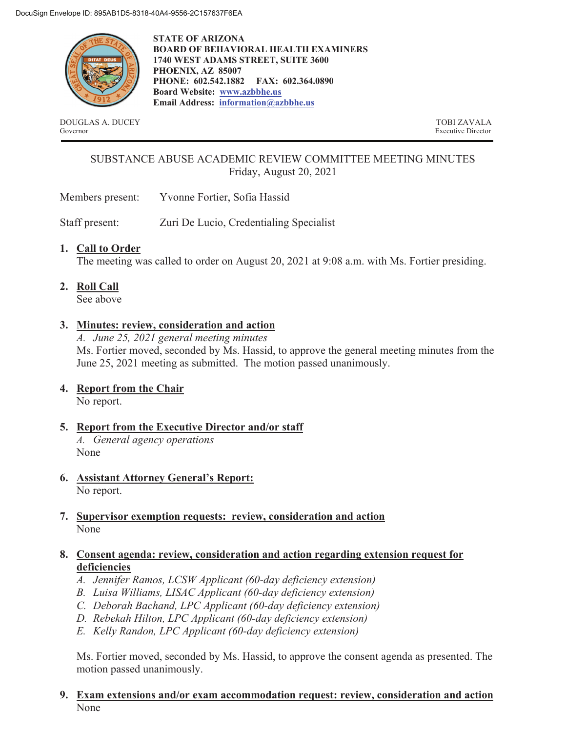DocuSign Envelope ID: 895AB1D5-8318-40A4-9556-2C157637F6EA

**STATE OF ARIZONA**
**BOARD OF BEHAVIORAL HEALTH EXAMINERS**
**1740 WEST ADAMS STREET, SUITE 3600**
**PHOENIX, AZ 85007**
**PHONE: 602.542.1882 FAX: 602.364.0890**
**Board Website: [www.azbbhe.us](http://www.azbbhe.us)**
**Email Address: [information@azbbhe.us](mailto:information@azbbhe.us)**

DOUGLAS A. DUCEY
Governor

TOBI ZAVALA
Executive Director

# SUBSTANCE ABUSE ACADEMIC REVIEW COMMITTEE MEETING MINUTES

Friday, August 20, 2021

Members present: Yvonne Fortier, Sofia Hassid

Staff present: Zuri De Lucio, Credentialing Specialist

1. **Call to Order**
   The meeting was called to order on August 20, 2021 at 9:08 a.m. with Ms. Fortier presiding.

2. **Roll Call**
   See above

3. **Minutes: review, consideration and action**
   *A. June 25, 2021 general meeting minutes*
   Ms. Fortier moved, seconded by Ms. Hassid, to approve the general meeting minutes from the June 25, 2021 meeting as submitted. The motion passed unanimously.

4. **Report from the Chair**
   No report.

5. **Report from the Executive Director and/or staff**
   *A. General agency operations*
   None

6. **Assistant Attorney General's Report:**
   No report.

7. **Supervisor exemption requests: review, consideration and action**
   None

8. **Consent agenda: review, consideration and action regarding extension request for deficiencies**
   *A. Jennifer Ramos, LCSW Applicant (60-day deficiency extension)*
   *B. Luisa Williams, LISAC Applicant (60-day deficiency extension)*
   *C. Deborah Bachand, LPC Applicant (60-day deficiency extension)*
   *D. Rebekah Hilton, LPC Applicant (60-day deficiency extension)*
   *E. Kelly Randon, LPC Applicant (60-day deficiency extension)*

   Ms. Fortier moved, seconded by Ms. Hassid, to approve the consent agenda as presented. The motion passed unanimously.

9. **Exam extensions and/or exam accommodation request: review, consideration and action**
   None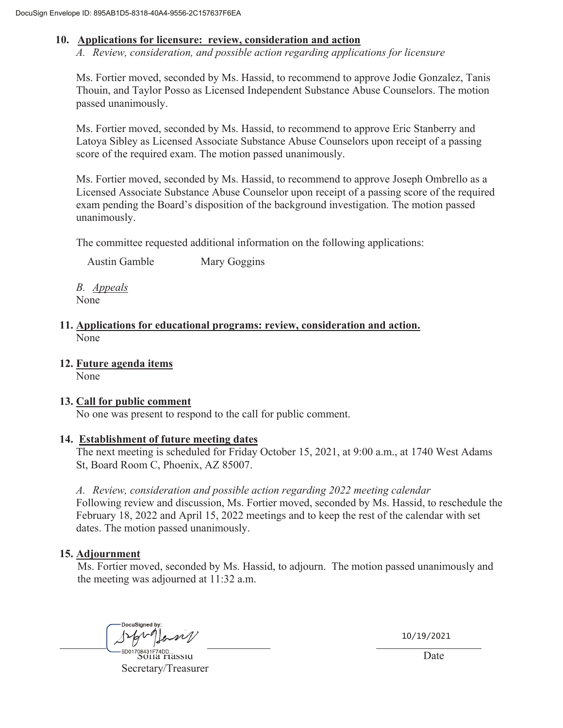**10. Applications for licensure: review, consideration and action**

*A. Review, consideration, and possible action regarding applications for licensure*

Ms. Fortier moved, seconded by Ms. Hassid, to recommend to approve Jodie Gonzalez, Tanis Thouin, and Taylor Posso as Licensed Independent Substance Abuse Counselors. The motion passed unanimously.

Ms. Fortier moved, seconded by Ms. Hassid, to recommend to approve Eric Stanberry and Latoya Sibley as Licensed Associate Substance Abuse Counselors upon receipt of a passing score of the required exam. The motion passed unanimously.

Ms. Fortier moved, seconded by Ms. Hassid, to recommend to approve Joseph Ombrello as a Licensed Associate Substance Abuse Counselor upon receipt of a passing score of the required exam pending the Board's disposition of the background investigation. The motion passed unanimously.

The committee requested additional information on the following applications:

Austin Gamble Mary Goggins

*B. Appeals*

None

**11. Applications for educational programs: review, consideration and action.**

None

**12. Future agenda items**

None

**13. Call for public comment**

No one was present to respond to the call for public comment.

**14. Establishment of future meeting dates**

The next meeting is scheduled for Friday October 15, 2021, at 9:00 a.m., at 1740 West Adams St, Board Room C, Phoenix, AZ 85007.

*A. Review, consideration and possible action regarding 2022 meeting calendar*

Following review and discussion, Ms. Fortier moved, seconded by Ms. Hassid, to reschedule the February 18, 2022 and April 15, 2022 meetings and to keep the rest of the calendar with set dates. The motion passed unanimously.

**15. Adjournment**

Ms. Fortier moved, seconded by Ms. Hassid, to adjourn. The motion passed unanimously and the meeting was adjourned at 11:32 a.m.

DocuSigned by:
5D01708431F74DD...
Sofia Hassid
Secretary/Treasurer

10/19/2021
Date